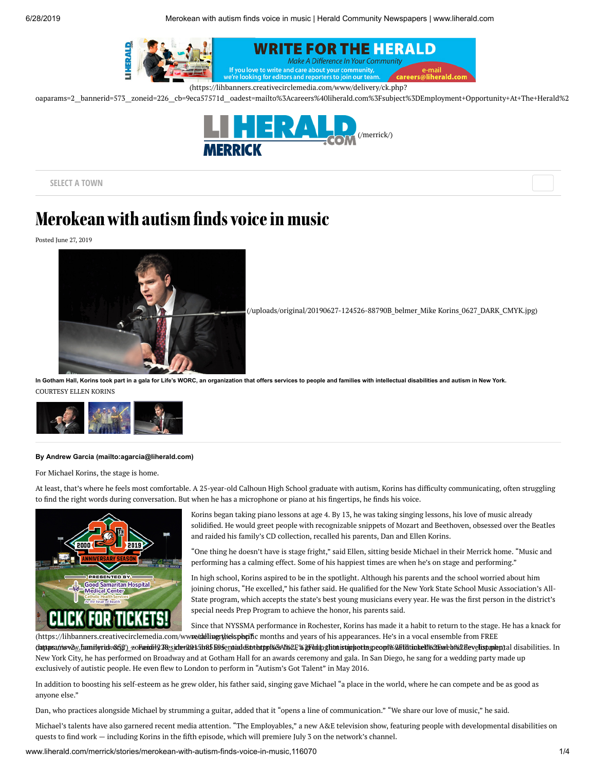# Merokean with autism finds voice in music

Posted June 27, 2019

In Gotham Hall, Korins took part in a gala for Life's WORC, an organization that offers services to people and families with intellectual disabilities and autism in New York.
COURTESY ELLEN KORINS

**By Andrew Garcia (mailto:agarcia@liherald.com)**

For Michael Korins, the stage is home.

At least, that's where he feels most comfortable. A 25-year-old Calhoun High School graduate with autism, Korins has difficulty communicating, often struggling to find the right words during conversation. But when he has a microphone or piano at his fingertips, he finds his voice.

Korins began taking piano lessons at age 4. By 13, he was taking singing lessons, his love of music already solidified. He would greet people with recognizable snippets of Mozart and Beethoven, obsessed over the Beatles and raided his family's CD collection, recalled his parents, Dan and Ellen Korins.

"One thing he doesn't have is stage fright," said Ellen, sitting beside Michael in their Merrick home. "Music and performing has a calming effect. Some of his happiest times are when he's on stage and performing."

In high school, Korins aspired to be in the spotlight. Although his parents and the school worried about him joining chorus, "He excelled," his father said. He qualified for the New York State School Music Association's All-State program, which accepts the state's best young musicians every year. He was the first person in the district's special needs Prep Program to achieve the honor, his parents said.

Since that NYSSMA performance in Rochester, Korins has made it a habit to return to the stage. He has a knack for recalling the specific months and years of his appearances. He's in a vocal ensemble from FREE (Family Residences and Essential Enterprises), a group that supports people with intellectual and developmental disabilities. In New York City, he has performed on Broadway and at Gotham Hall for an awards ceremony and gala. In San Diego, he sang for a wedding party made up exclusively of autistic people. He even flew to London to perform in "Autism's Got Talent" in May 2016.

In addition to boosting his self-esteem as he grew older, his father said, singing gave Michael "a place in the world, where he can compete and be as good as anyone else."

Dan, who practices alongside Michael by strumming a guitar, added that it "opens a line of communication." "We share our love of music," he said.

Michael's talents have also garnered recent media attention. "The Employables," a new A&E television show, featuring people with developmental disabilities on quests to find work — including Korins in the fifth episode, which will premiere July 3 on the network's channel.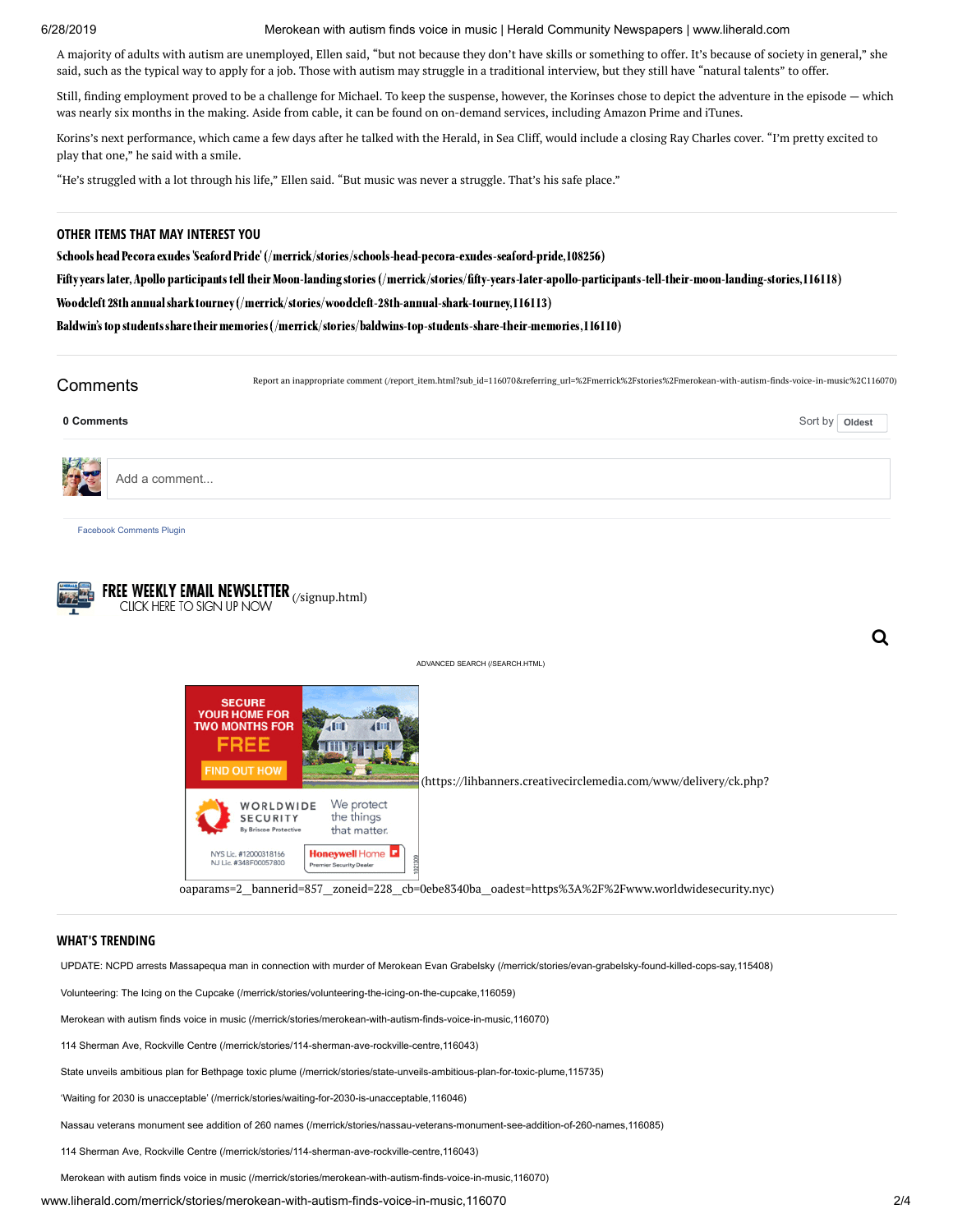A majority of adults with autism are unemployed, Ellen said, "but not because they don't have skills or something to offer. It's because of society in general," she said, such as the typical way to apply for a job. Those with autism may struggle in a traditional interview, but they still have "natural talents" to offer.

Still, finding employment proved to be a challenge for Michael. To keep the suspense, however, the Korinses chose to depict the adventure in the episode — which was nearly six months in the making. Aside from cable, it can be found on on-demand services, including Amazon Prime and iTunes.

Korins's next performance, which came a few days after he talked with the Herald, in Sea Cliff, would include a closing Ray Charles cover. "I'm pretty excited to play that one," he said with a smile.

"He's struggled with a lot through his life," Ellen said. "But music was never a struggle. That's his safe place."

## OTHER ITEMS THAT MAY INTEREST YOU

**Schools head Pecora exudes 'Seaford Pride' (/merrick/stories/schools-head-pecora-exudes-seaford-pride,108256)**

**Fifty years later, Apollo participants tell their Moon-landing stories (/merrick/stories/fifty-years-later-apollo-participants-tell-their-moon-landing-stories,116118)**

**Woodcleft 28th annual shark tourney (/merrick/stories/woodcleft-28th-annual-shark-tourney,116113)**

**Baldwin's top students share their memories (/merrick/stories/baldwins-top-students-share-their-memories,116110)**

## Comments

Report an inappropriate comment (/report_item.html?sub_id=116070&referring_url=%2Fmerrick%2Fstories%2Fmerokean-with-autism-finds-voice-in-music%2C116070)

**0 Comments**

Sort by **Oldest**

Add a comment...

Facebook Comments Plugin

**FREE WEEKLY EMAIL NEWSLETTER**
CLICK HERE TO SIGN UP NOW (/signup.html)

ADVANCED SEARCH (/SEARCH.HTML)

SECURE YOUR HOME FOR TWO MONTHS FOR FREE
FIND OUT HOW
WORLDWIDE SECURITY By Briscoe Protective
We protect the things that matter.
NYS Lic. #12000318166
NJ Lic. #34BF00057800
Honeywell Home Premier Security Dealer

(https://lihbanners.creativecirclemedia.com/www/delivery/ck.php?oaparams=2__bannerid=857__zoneid=228__cb=0ebe8340ba__oadest=https%3A%2F%2Fwww.worldwidesecurity.nyc)

## WHAT'S TRENDING

UPDATE: NCPD arrests Massapequa man in connection with murder of Merokean Evan Grabelsky (/merrick/stories/evan-grabelsky-found-killed-cops-say,115408)

Volunteering: The Icing on the Cupcake (/merrick/stories/volunteering-the-icing-on-the-cupcake,116059)

Merokean with autism finds voice in music (/merrick/stories/merokean-with-autism-finds-voice-in-music,116070)

114 Sherman Ave, Rockville Centre (/merrick/stories/114-sherman-ave-rockville-centre,116043)

State unveils ambitious plan for Bethpage toxic plume (/merrick/stories/state-unveils-ambitious-plan-for-toxic-plume,115735)

'Waiting for 2030 is unacceptable' (/merrick/stories/waiting-for-2030-is-unacceptable,116046)

Nassau veterans monument see addition of 260 names (/merrick/stories/nassau-veterans-monument-see-addition-of-260-names,116085)

114 Sherman Ave, Rockville Centre (/merrick/stories/114-sherman-ave-rockville-centre,116043)

Merokean with autism finds voice in music (/merrick/stories/merokean-with-autism-finds-voice-in-music,116070)